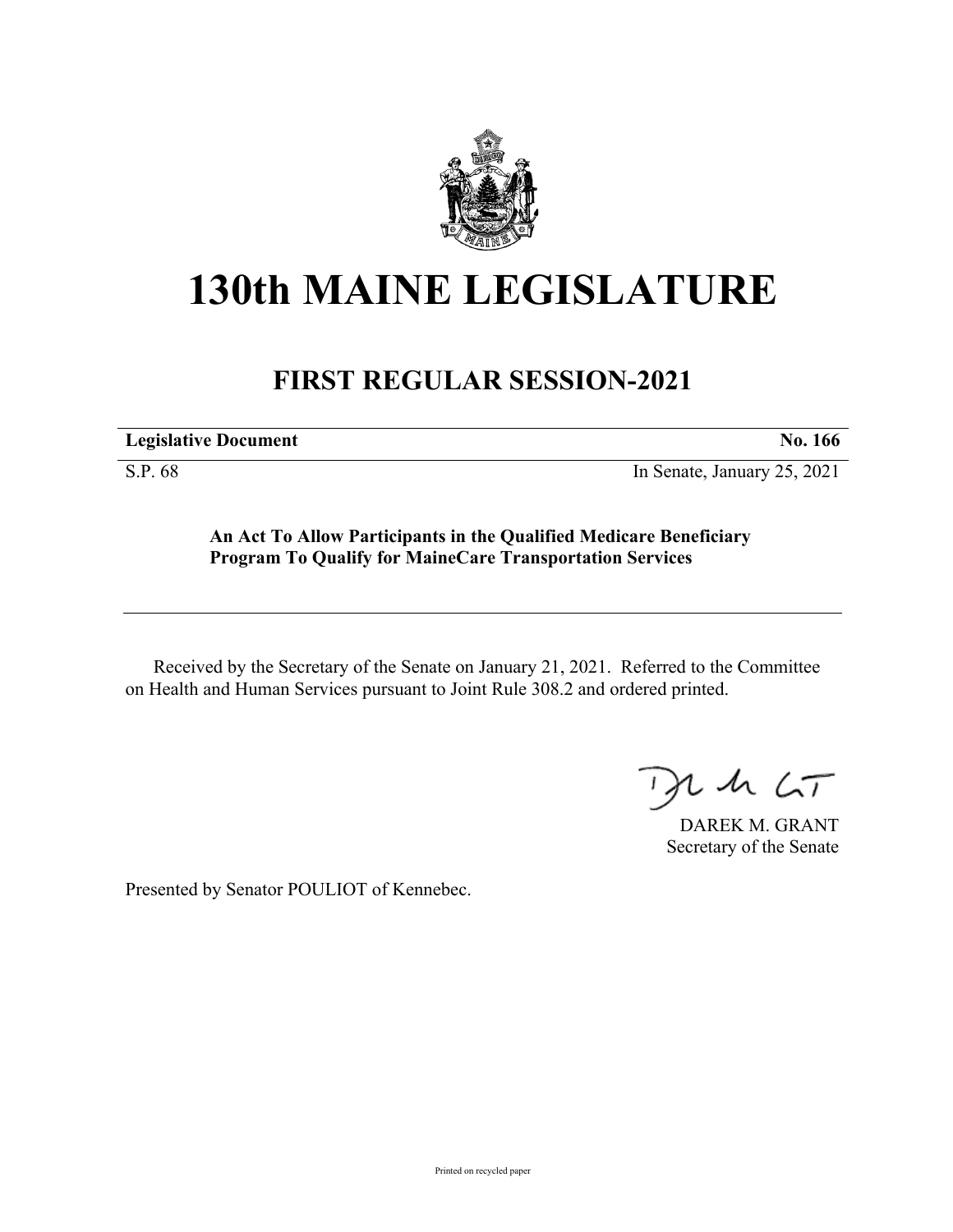# 130th MAINE LEGISLATURE

## FIRST REGULAR SESSION-2021

| **Legislative Document** | **No. 166** |
| --- | --- |
| S.P. 68 | In Senate, January 25, 2021 |

**An Act To Allow Participants in the Qualified Medicare Beneficiary Program To Qualify for MaineCare Transportation Services**

Received by the Secretary of the Senate on January 21, 2021. Referred to the Committee on Health and Human Services pursuant to Joint Rule 308.2 and ordered printed.

DAREK M. GRANT
Secretary of the Senate

Presented by Senator POULIOT of Kennebec.

Printed on recycled paper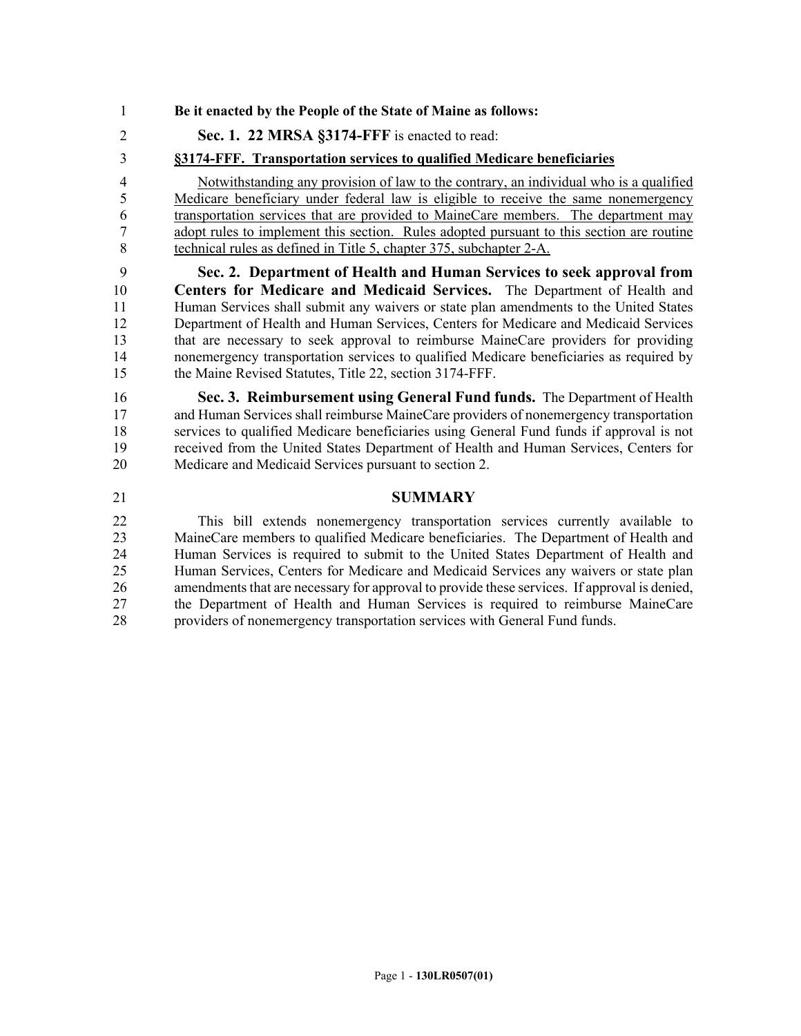**Be it enacted by the People of the State of Maine as follows:**

**Sec. 1. 22 MRSA §3174-FFF** is enacted to read:

**§3174-FFF. Transportation services to qualified Medicare beneficiaries**

Notwithstanding any provision of law to the contrary, an individual who is a qualified Medicare beneficiary under federal law is eligible to receive the same nonemergency transportation services that are provided to MaineCare members. The department may adopt rules to implement this section. Rules adopted pursuant to this section are routine technical rules as defined in Title 5, chapter 375, subchapter 2-A.

**Sec. 2. Department of Health and Human Services to seek approval from Centers for Medicare and Medicaid Services.** The Department of Health and Human Services shall submit any waivers or state plan amendments to the United States Department of Health and Human Services, Centers for Medicare and Medicaid Services that are necessary to seek approval to reimburse MaineCare providers for providing nonemergency transportation services to qualified Medicare beneficiaries as required by the Maine Revised Statutes, Title 22, section 3174-FFF.

**Sec. 3. Reimbursement using General Fund funds.** The Department of Health and Human Services shall reimburse MaineCare providers of nonemergency transportation services to qualified Medicare beneficiaries using General Fund funds if approval is not received from the United States Department of Health and Human Services, Centers for Medicare and Medicaid Services pursuant to section 2.

## SUMMARY

This bill extends nonemergency transportation services currently available to MaineCare members to qualified Medicare beneficiaries. The Department of Health and Human Services is required to submit to the United States Department of Health and Human Services, Centers for Medicare and Medicaid Services any waivers or state plan amendments that are necessary for approval to provide these services. If approval is denied, the Department of Health and Human Services is required to reimburse MaineCare providers of nonemergency transportation services with General Fund funds.